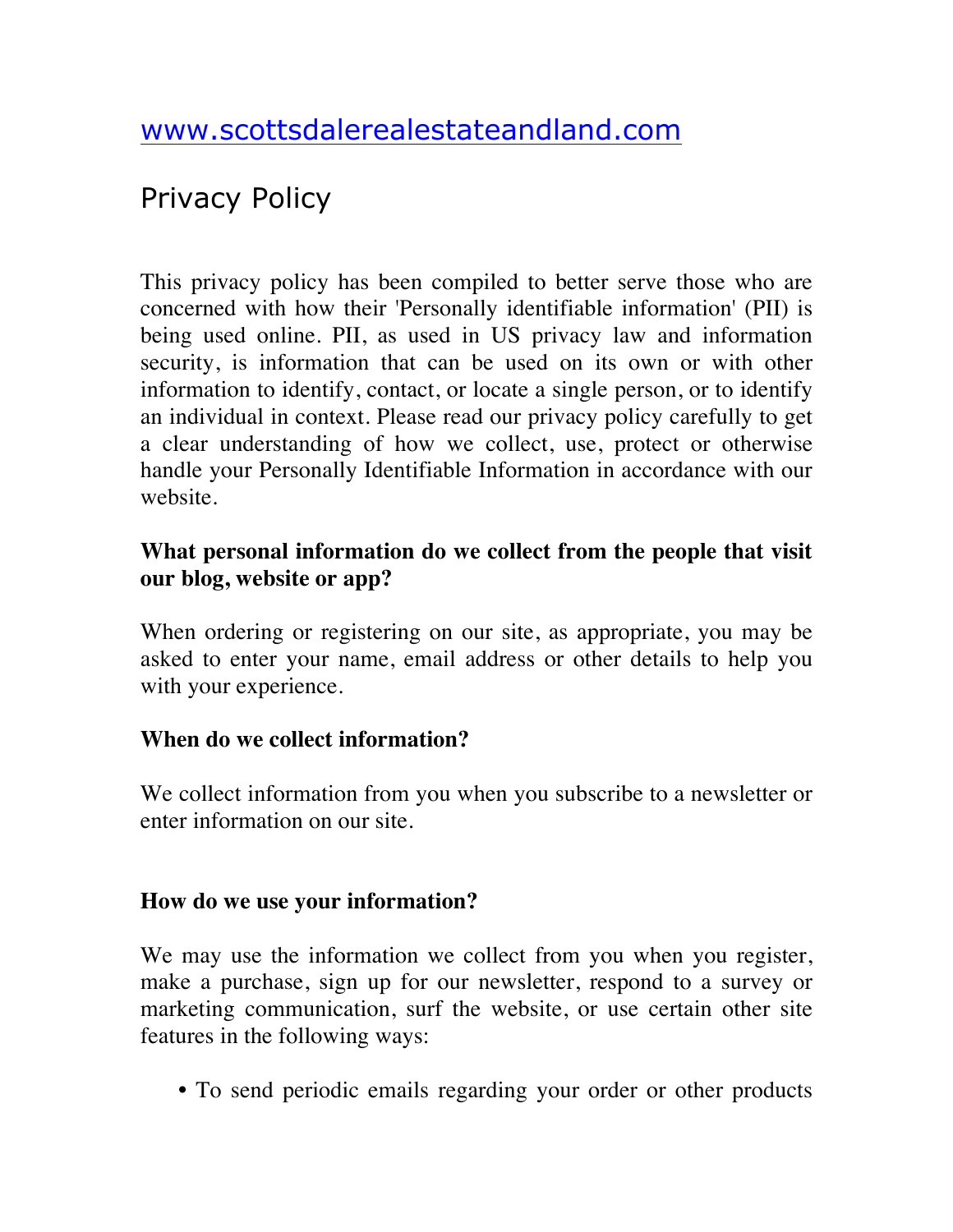[www.scottsdalerealestateandland.com](www.scottsdalerealestateandland.com)

# Privacy Policy

This privacy policy has been compiled to better serve those who are concerned with how their 'Personally identifiable information' (PII) is being used online. PII, as used in US privacy law and information security, is information that can be used on its own or with other information to identify, contact, or locate a single person, or to identify an individual in context. Please read our privacy policy carefully to get a clear understanding of how we collect, use, protect or otherwise handle your Personally Identifiable Information in accordance with our website.

**What personal information do we collect from the people that visit our blog, website or app?**

When ordering or registering on our site, as appropriate, you may be asked to enter your name, email address or other details to help you with your experience.

**When do we collect information?**

We collect information from you when you subscribe to a newsletter or enter information on our site.

**How do we use your information?**

We may use the information we collect from you when you register, make a purchase, sign up for our newsletter, respond to a survey or marketing communication, surf the website, or use certain other site features in the following ways:

- To send periodic emails regarding your order or other products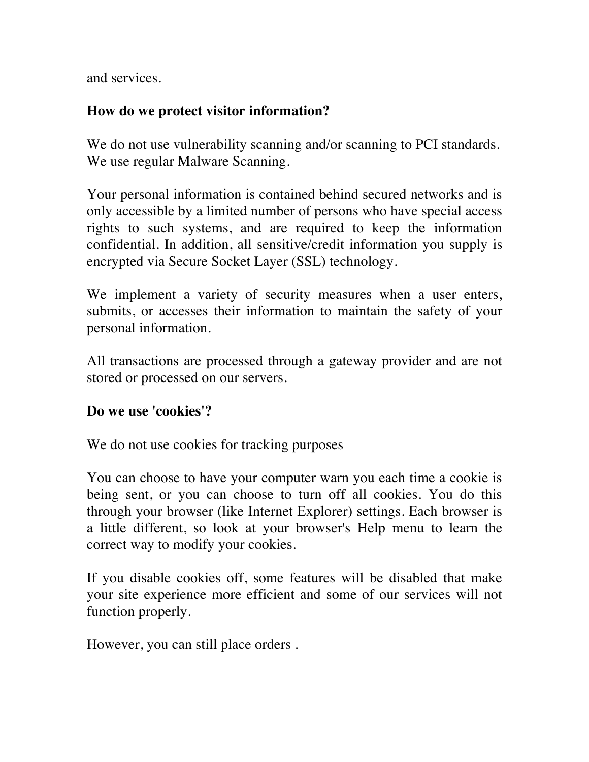and services.

**How do we protect visitor information?**

We do not use vulnerability scanning and/or scanning to PCI standards. We use regular Malware Scanning.

Your personal information is contained behind secured networks and is only accessible by a limited number of persons who have special access rights to such systems, and are required to keep the information confidential. In addition, all sensitive/credit information you supply is encrypted via Secure Socket Layer (SSL) technology.

We implement a variety of security measures when a user enters, submits, or accesses their information to maintain the safety of your personal information.

All transactions are processed through a gateway provider and are not stored or processed on our servers.

**Do we use 'cookies'?**

We do not use cookies for tracking purposes

You can choose to have your computer warn you each time a cookie is being sent, or you can choose to turn off all cookies. You do this through your browser (like Internet Explorer) settings. Each browser is a little different, so look at your browser's Help menu to learn the correct way to modify your cookies.

If you disable cookies off, some features will be disabled that make your site experience more efficient and some of our services will not function properly.

However, you can still place orders .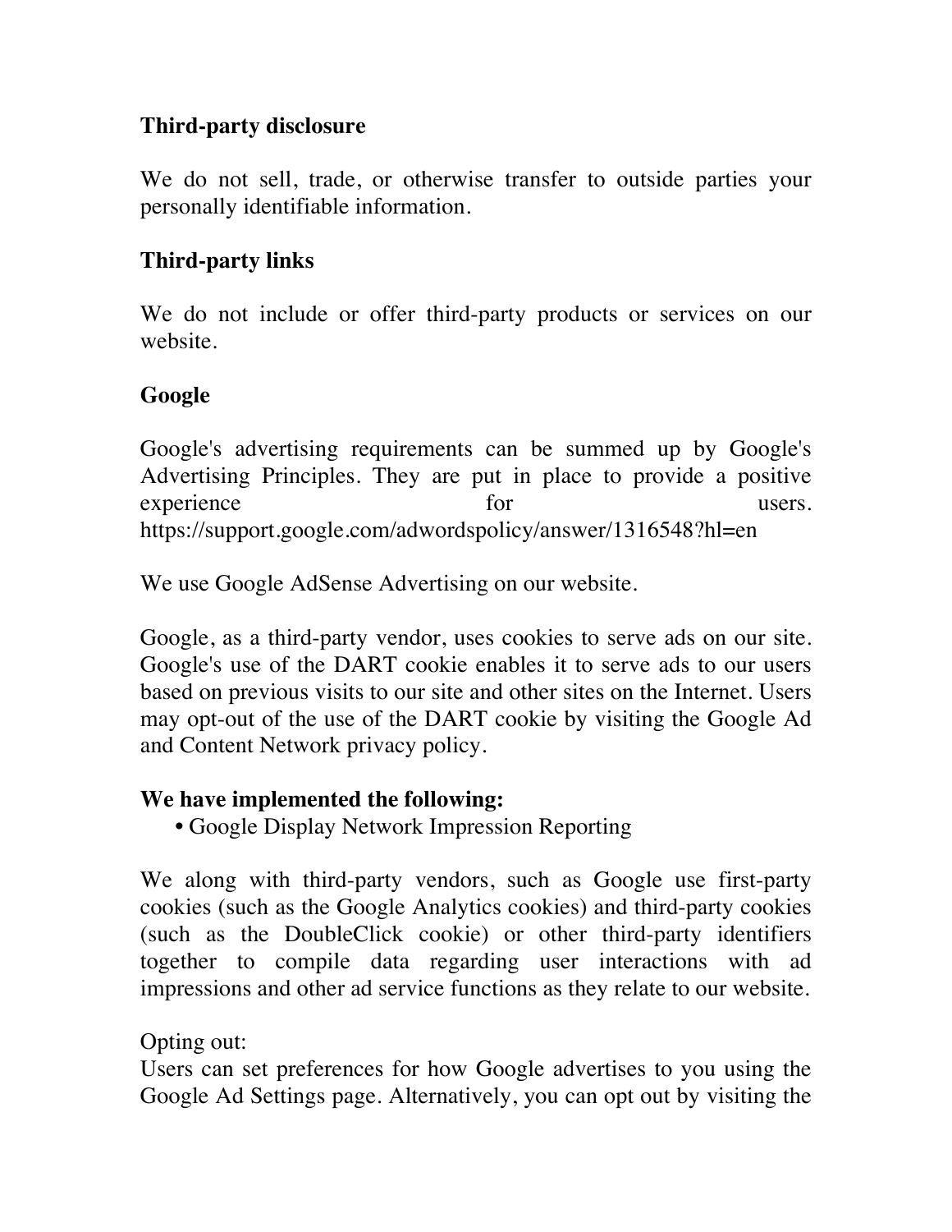**Third-party disclosure**

We do not sell, trade, or otherwise transfer to outside parties your personally identifiable information.

**Third-party links**

We do not include or offer third-party products or services on our website.

**Google**

Google's advertising requirements can be summed up by Google's Advertising Principles. They are put in place to provide a positive experience for users. https://support.google.com/adwordspolicy/answer/1316548?hl=en

We use Google AdSense Advertising on our website.

Google, as a third-party vendor, uses cookies to serve ads on our site. Google's use of the DART cookie enables it to serve ads to our users based on previous visits to our site and other sites on the Internet. Users may opt-out of the use of the DART cookie by visiting the Google Ad and Content Network privacy policy.

**We have implemented the following:**

- Google Display Network Impression Reporting

We along with third-party vendors, such as Google use first-party cookies (such as the Google Analytics cookies) and third-party cookies (such as the DoubleClick cookie) or other third-party identifiers together to compile data regarding user interactions with ad impressions and other ad service functions as they relate to our website.

Opting out:
Users can set preferences for how Google advertises to you using the Google Ad Settings page. Alternatively, you can opt out by visiting the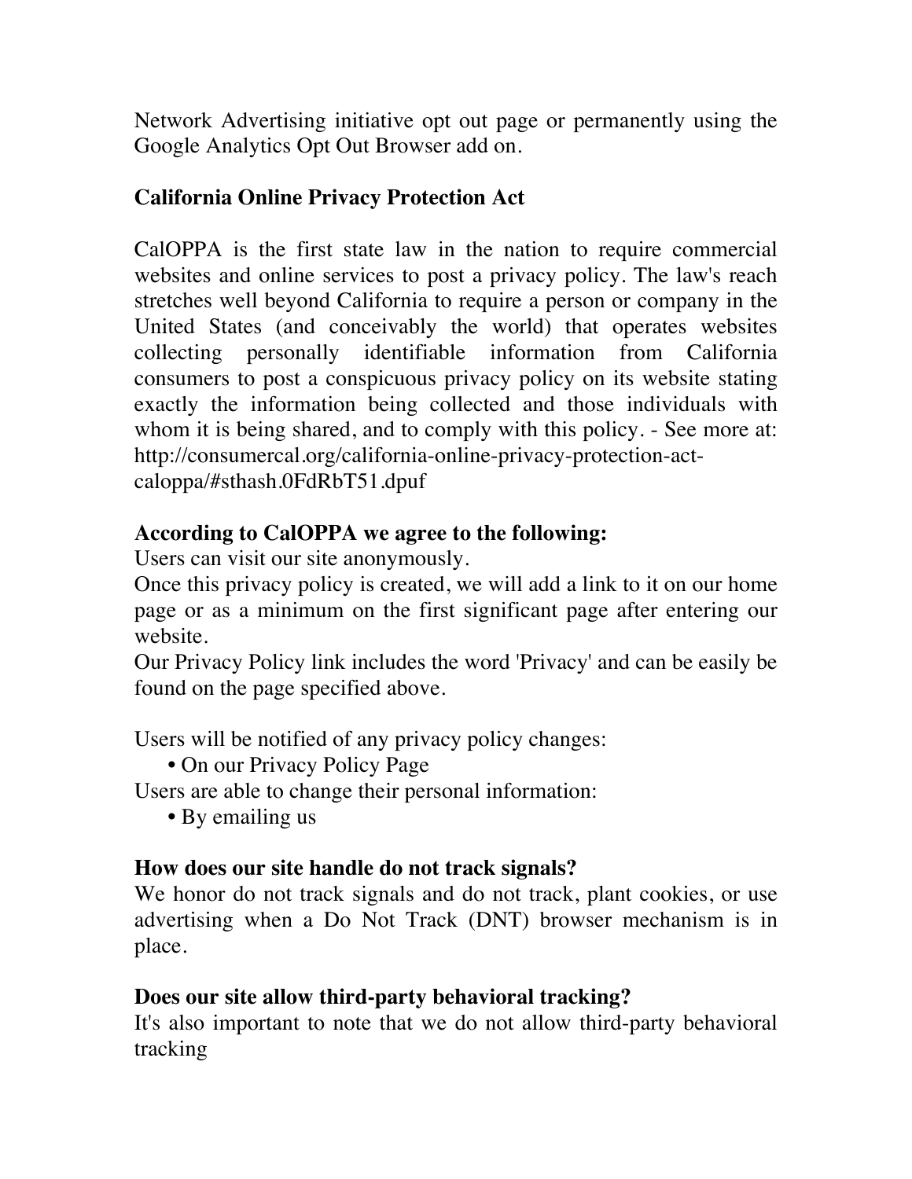Network Advertising initiative opt out page or permanently using the Google Analytics Opt Out Browser add on.

## California Online Privacy Protection Act

CalOPPA is the first state law in the nation to require commercial websites and online services to post a privacy policy. The law's reach stretches well beyond California to require a person or company in the United States (and conceivably the world) that operates websites collecting personally identifiable information from California consumers to post a conspicuous privacy policy on its website stating exactly the information being collected and those individuals with whom it is being shared, and to comply with this policy. - See more at: http://consumercal.org/california-online-privacy-protection-act-caloppa/#sthash.0FdRbT51.dpuf

**According to CalOPPA we agree to the following:**
Users can visit our site anonymously.
Once this privacy policy is created, we will add a link to it on our home page or as a minimum on the first significant page after entering our website.
Our Privacy Policy link includes the word 'Privacy' and can be easily be found on the page specified above.

Users will be notified of any privacy policy changes:
- On our Privacy Policy Page

Users are able to change their personal information:
- By emailing us

**How does our site handle do not track signals?**
We honor do not track signals and do not track, plant cookies, or use advertising when a Do Not Track (DNT) browser mechanism is in place.

**Does our site allow third-party behavioral tracking?**
It's also important to note that we do not allow third-party behavioral tracking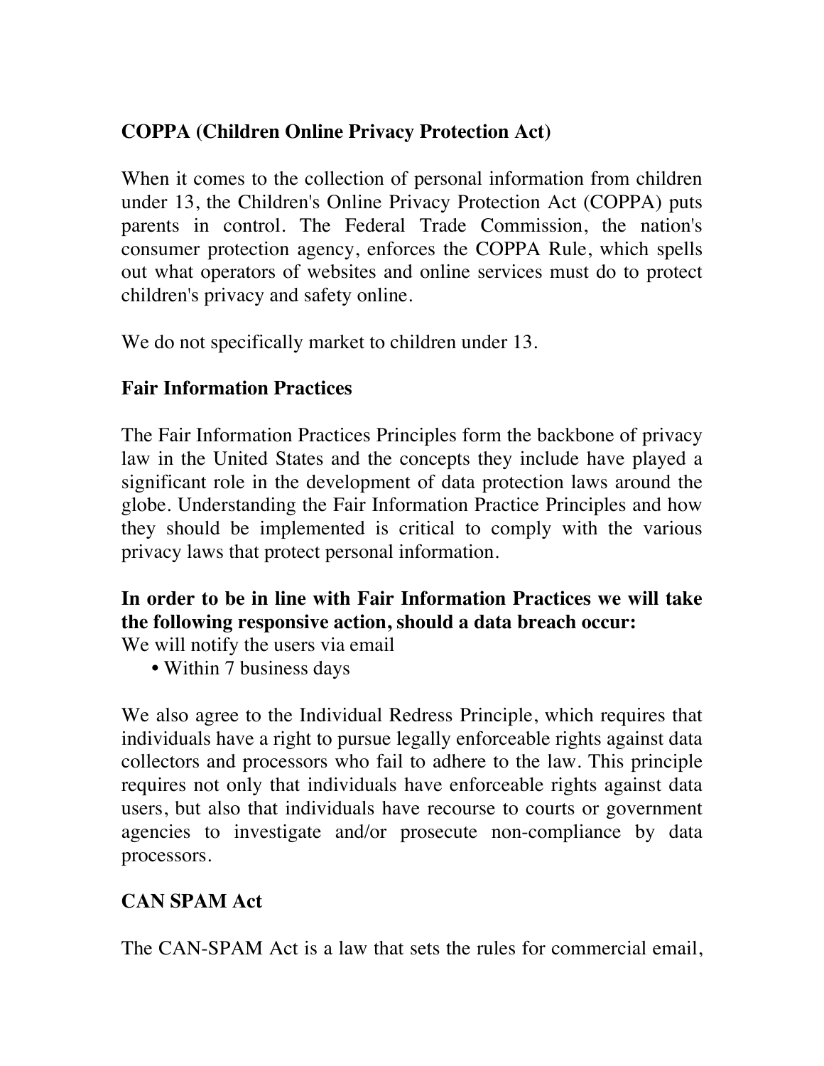**COPPA (Children Online Privacy Protection Act)**

When it comes to the collection of personal information from children under 13, the Children's Online Privacy Protection Act (COPPA) puts parents in control. The Federal Trade Commission, the nation's consumer protection agency, enforces the COPPA Rule, which spells out what operators of websites and online services must do to protect children's privacy and safety online.

We do not specifically market to children under 13.

**Fair Information Practices**

The Fair Information Practices Principles form the backbone of privacy law in the United States and the concepts they include have played a significant role in the development of data protection laws around the globe. Understanding the Fair Information Practice Principles and how they should be implemented is critical to comply with the various privacy laws that protect personal information.

**In order to be in line with Fair Information Practices we will take the following responsive action, should a data breach occur:**

We will notify the users via email

- Within 7 business days

We also agree to the Individual Redress Principle, which requires that individuals have a right to pursue legally enforceable rights against data collectors and processors who fail to adhere to the law. This principle requires not only that individuals have enforceable rights against data users, but also that individuals have recourse to courts or government agencies to investigate and/or prosecute non-compliance by data processors.

**CAN SPAM Act**

The CAN-SPAM Act is a law that sets the rules for commercial email,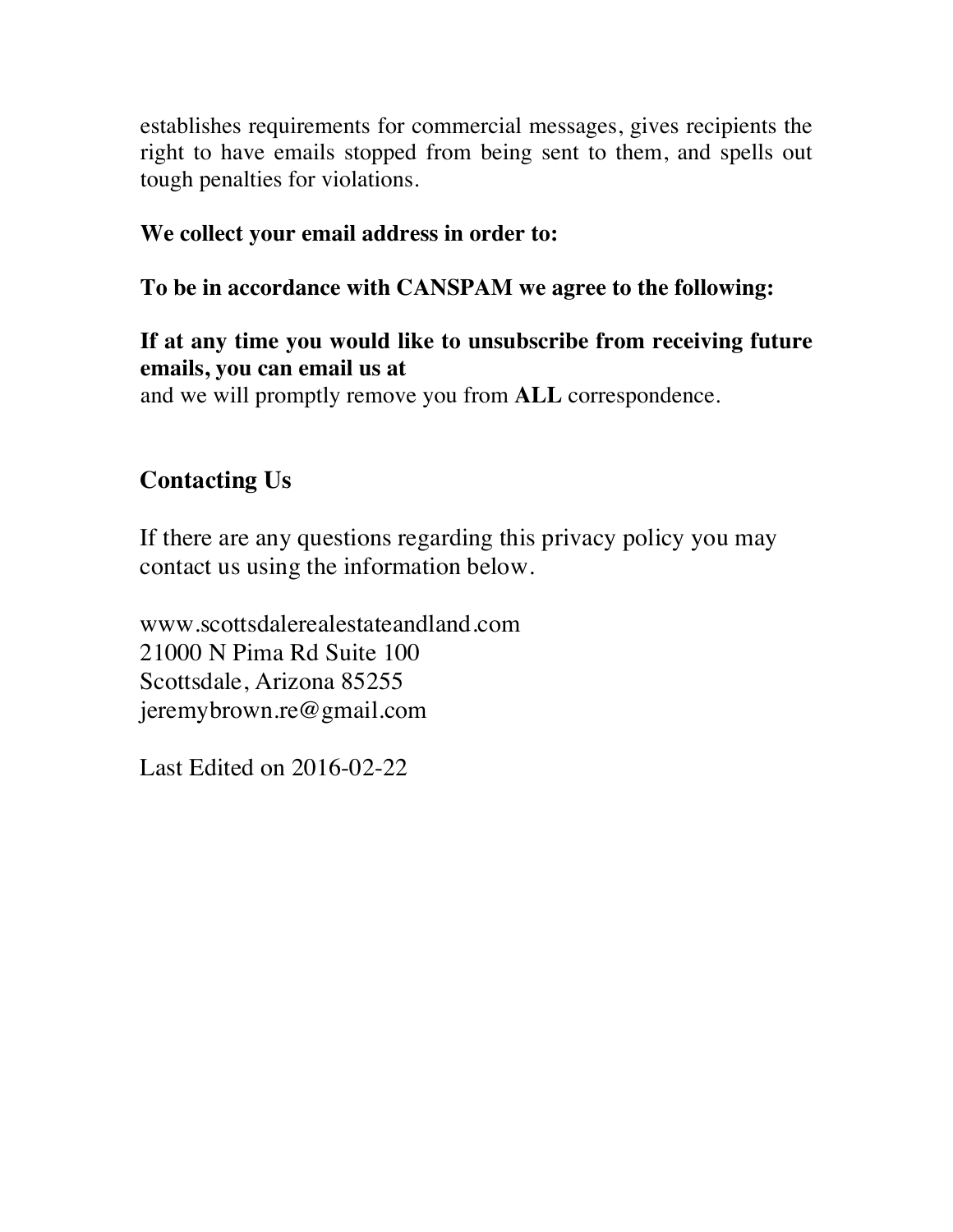establishes requirements for commercial messages, gives recipients the right to have emails stopped from being sent to them, and spells out tough penalties for violations.

**We collect your email address in order to:**

**To be in accordance with CANSPAM we agree to the following:**

**If at any time you would like to unsubscribe from receiving future emails, you can email us at**
and we will promptly remove you from **ALL** correspondence.

## Contacting Us

If there are any questions regarding this privacy policy you may contact us using the information below.

www.scottsdalerealestateandland.com
21000 N Pima Rd Suite 100
Scottsdale, Arizona 85255
jeremybrown.re@gmail.com

Last Edited on 2016-02-22